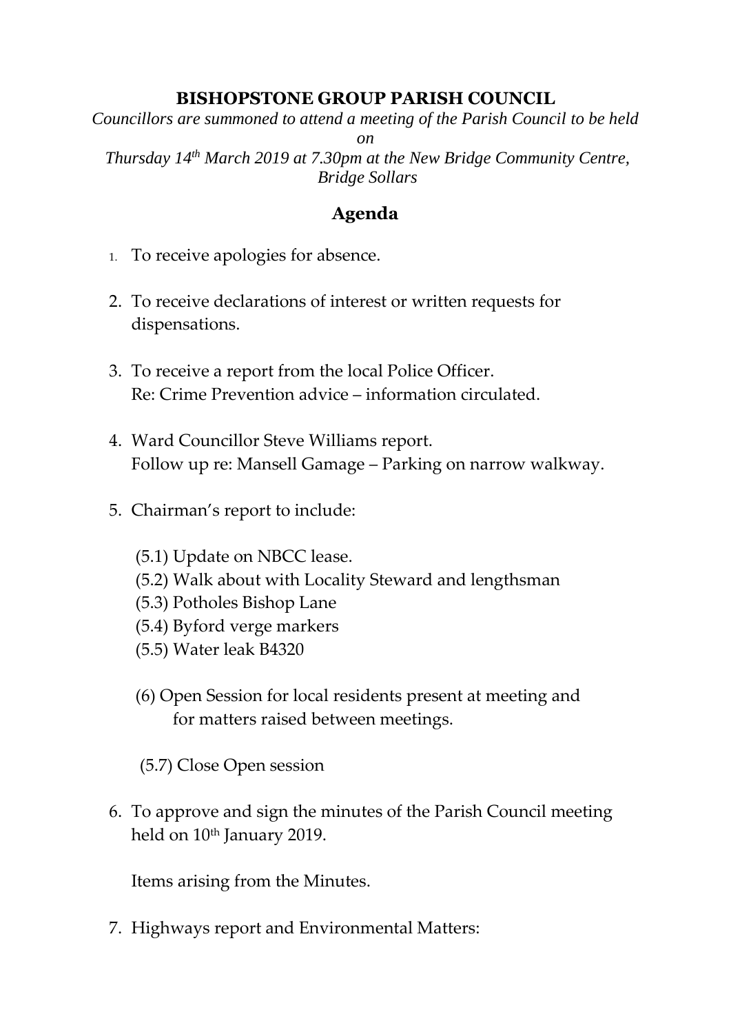# BISHOPSTONE GROUP PARISH COUNCIL

*Councillors are summoned to attend a meeting of the Parish Council to be held on*
*Thursday 14th March 2019 at 7.30pm at the New Bridge Community Centre, Bridge Sollars*

## Agenda

1. To receive apologies for absence.

2. To receive declarations of interest or written requests for dispensations.

3. To receive a report from the local Police Officer.
   Re: Crime Prevention advice – information circulated.

4. Ward Councillor Steve Williams report.
   Follow up re: Mansell Gamage – Parking on narrow walkway.

5. Chairman's report to include:

   (5.1) Update on NBCC lease.
   (5.2) Walk about with Locality Steward and lengthsman
   (5.3) Potholes Bishop Lane
   (5.4) Byford verge markers
   (5.5) Water leak B4320

   (6) Open Session for local residents present at meeting and for matters raised between meetings.

   (5.7) Close Open session

6. To approve and sign the minutes of the Parish Council meeting held on 10th January 2019.

   Items arising from the Minutes.

7. Highways report and Environmental Matters: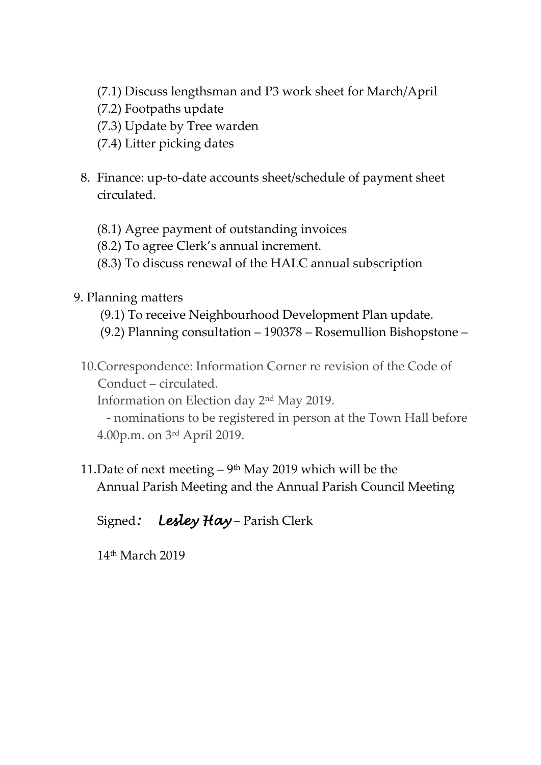(7.1) Discuss lengthsman and P3 work sheet for March/April
(7.2) Footpaths update
(7.3) Update by Tree warden
(7.4) Litter picking dates

8. Finance: up-to-date accounts sheet/schedule of payment sheet circulated.

   (8.1) Agree payment of outstanding invoices
   (8.2) To agree Clerk's annual increment.
   (8.3) To discuss renewal of the HALC annual subscription

9. Planning matters
   (9.1) To receive Neighbourhood Development Plan update.
   (9.2) Planning consultation – 190378 – Rosemullion Bishopstone –

10. Correspondence: Information Corner re revision of the Code of Conduct – circulated.
    Information on Election day 2nd May 2019.
    - nominations to be registered in person at the Town Hall before 4.00p.m. on 3rd April 2019.

11. Date of next meeting – 9th May 2019 which will be the Annual Parish Meeting and the Annual Parish Council Meeting

Signed: *Lesley Hay* – Parish Clerk

14th March 2019